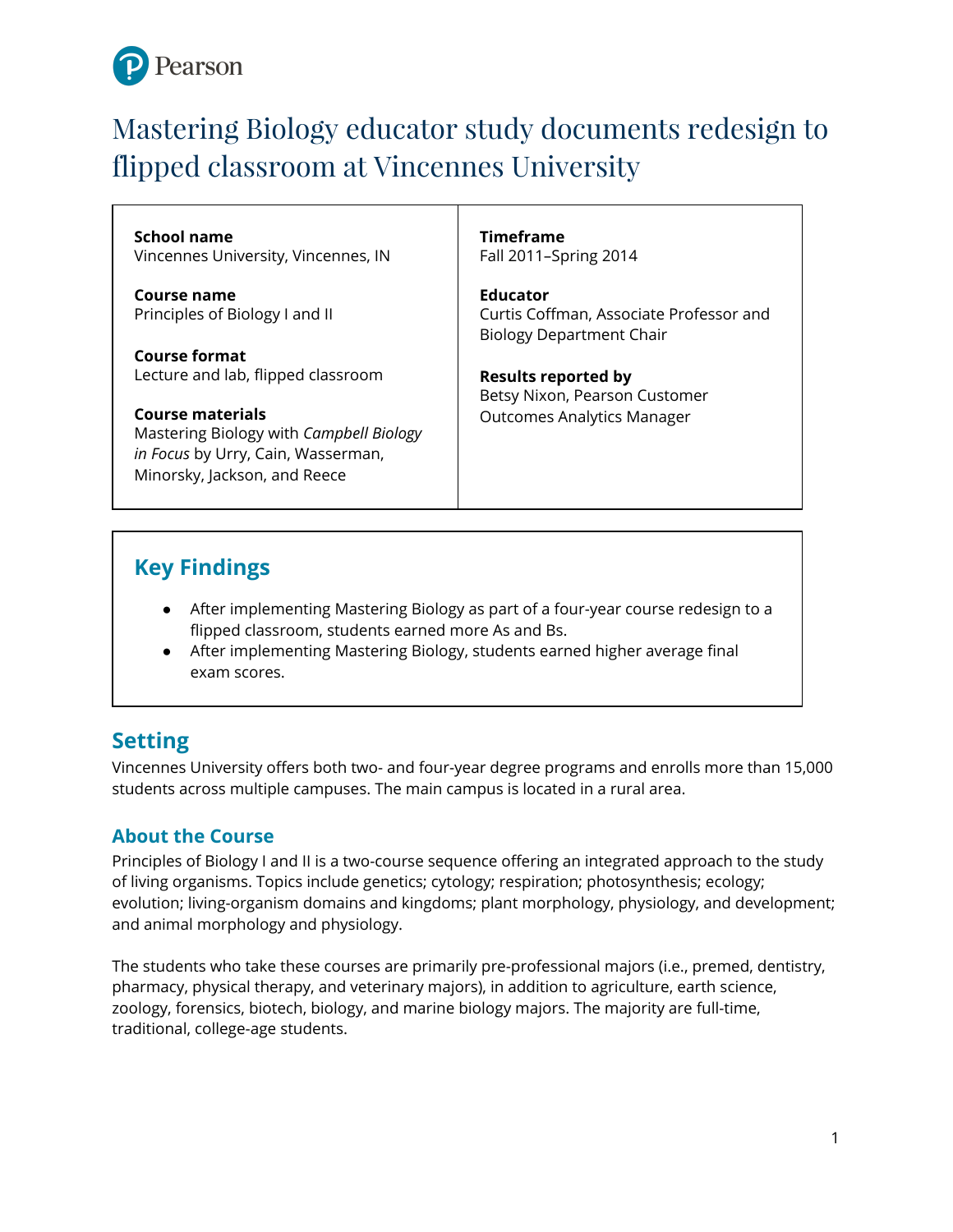# Mastering Biology educator study documents redesign to flipped classroom at Vincennes University

**School name**
Vincennes University, Vincennes, IN

**Course name**
Principles of Biology I and II

**Course format**
Lecture and lab, flipped classroom

**Course materials**
Mastering Biology with *Campbell Biology in Focus* by Urry, Cain, Wasserman, Minorsky, Jackson, and Reece

**Timeframe**
Fall 2011–Spring 2014

**Educator**
Curtis Coffman, Associate Professor and Biology Department Chair

**Results reported by**
Betsy Nixon, Pearson Customer Outcomes Analytics Manager

## Key Findings

- After implementing Mastering Biology as part of a four-year course redesign to a flipped classroom, students earned more As and Bs.
- After implementing Mastering Biology, students earned higher average final exam scores.

## Setting

Vincennes University offers both two- and four-year degree programs and enrolls more than 15,000 students across multiple campuses. The main campus is located in a rural area.

### About the Course

Principles of Biology I and II is a two-course sequence offering an integrated approach to the study of living organisms. Topics include genetics; cytology; respiration; photosynthesis; ecology; evolution; living-organism domains and kingdoms; plant morphology, physiology, and development; and animal morphology and physiology.

The students who take these courses are primarily pre-professional majors (i.e., premed, dentistry, pharmacy, physical therapy, and veterinary majors), in addition to agriculture, earth science, zoology, forensics, biotech, biology, and marine biology majors. The majority are full-time, traditional, college-age students.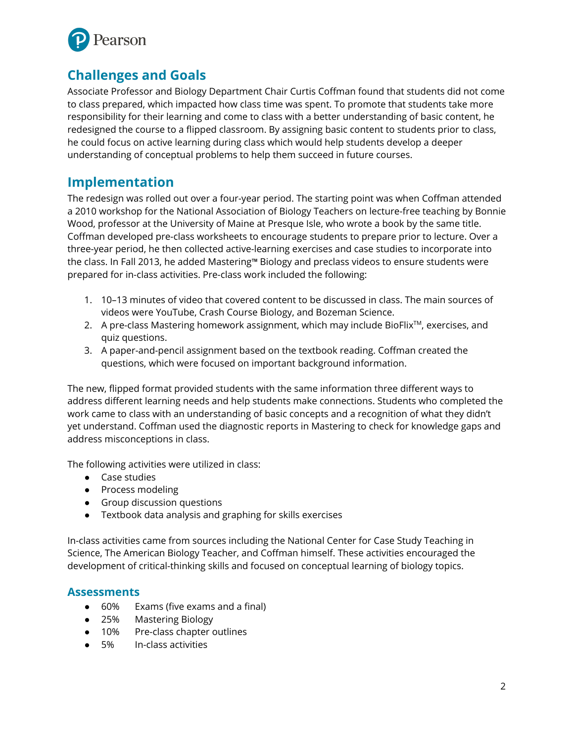## Challenges and Goals

Associate Professor and Biology Department Chair Curtis Coffman found that students did not come to class prepared, which impacted how class time was spent. To promote that students take more responsibility for their learning and come to class with a better understanding of basic content, he redesigned the course to a flipped classroom. By assigning basic content to students prior to class, he could focus on active learning during class which would help students develop a deeper understanding of conceptual problems to help them succeed in future courses.

## Implementation

The redesign was rolled out over a four-year period. The starting point was when Coffman attended a 2010 workshop for the National Association of Biology Teachers on lecture-free teaching by Bonnie Wood, professor at the University of Maine at Presque Isle, who wrote a book by the same title. Coffman developed pre-class worksheets to encourage students to prepare prior to lecture. Over a three-year period, he then collected active-learning exercises and case studies to incorporate into the class. In Fall 2013, he added Mastering™ Biology and preclass videos to ensure students were prepared for in-class activities. Pre-class work included the following:

1. 10–13 minutes of video that covered content to be discussed in class. The main sources of videos were YouTube, Crash Course Biology, and Bozeman Science.
2. A pre-class Mastering homework assignment, which may include BioFlix™, exercises, and quiz questions.
3. A paper-and-pencil assignment based on the textbook reading. Coffman created the questions, which were focused on important background information.

The new, flipped format provided students with the same information three different ways to address different learning needs and help students make connections. Students who completed the work came to class with an understanding of basic concepts and a recognition of what they didn't yet understand. Coffman used the diagnostic reports in Mastering to check for knowledge gaps and address misconceptions in class.

The following activities were utilized in class:

- Case studies
- Process modeling
- Group discussion questions
- Textbook data analysis and graphing for skills exercises

In-class activities came from sources including the National Center for Case Study Teaching in Science, The American Biology Teacher, and Coffman himself. These activities encouraged the development of critical-thinking skills and focused on conceptual learning of biology topics.

### Assessments

- 60% Exams (five exams and a final)
- 25% Mastering Biology
- 10% Pre-class chapter outlines
- 5% In-class activities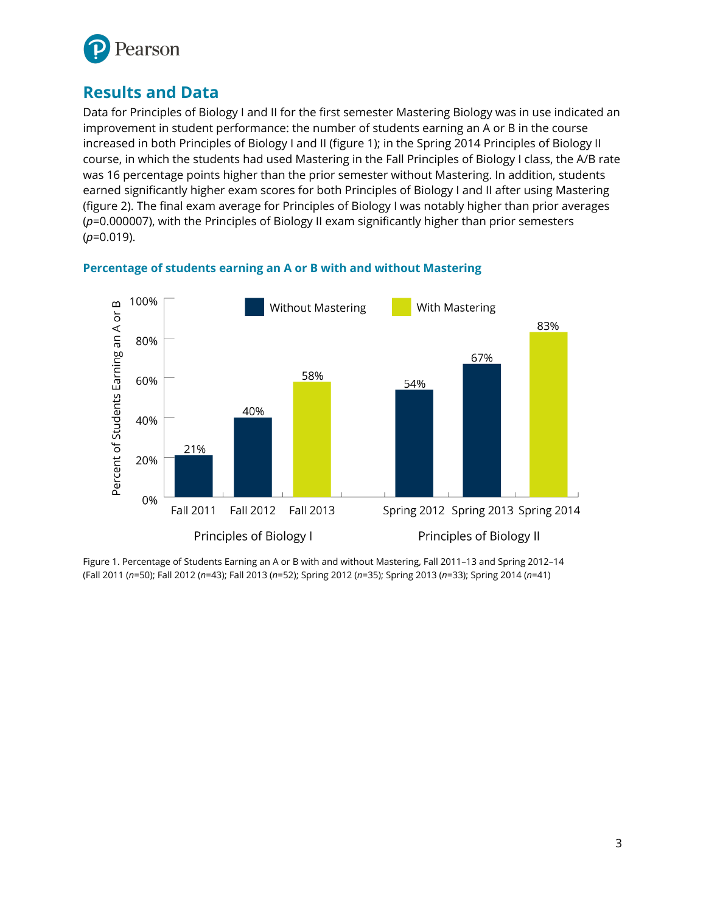## Results and Data

Data for Principles of Biology I and II for the first semester Mastering Biology was in use indicated an improvement in student performance: the number of students earning an A or B in the course increased in both Principles of Biology I and II (figure 1); in the Spring 2014 Principles of Biology II course, in which the students had used Mastering in the Fall Principles of Biology I class, the A/B rate was 16 percentage points higher than the prior semester without Mastering. In addition, students earned significantly higher exam scores for both Principles of Biology I and II after using Mastering (figure 2). The final exam average for Principles of Biology I was notably higher than prior averages ($p$=0.000007), with the Principles of Biology II exam significantly higher than prior semesters ($p$=0.019).

### Percentage of students earning an A or B with and without Mastering

| Course | Semester | Condition | Percent of Students Earning an A or B |
|---|---|---|---|
| Principles of Biology I | Fall 2011 | Without Mastering | 21% |
| Principles of Biology I | Fall 2012 | Without Mastering | 40% |
| Principles of Biology I | Fall 2013 | With Mastering | 58% |
| Principles of Biology II | Spring 2012 | Without Mastering | 54% |
| Principles of Biology II | Spring 2013 | Without Mastering | 67% |
| Principles of Biology II | Spring 2014 | With Mastering | 83% |

Figure 1. Percentage of Students Earning an A or B with and without Mastering, Fall 2011–13 and Spring 2012–14 (Fall 2011 ($n$=50); Fall 2012 ($n$=43); Fall 2013 ($n$=52); Spring 2012 ($n$=35); Spring 2013 ($n$=33); Spring 2014 ($n$=41))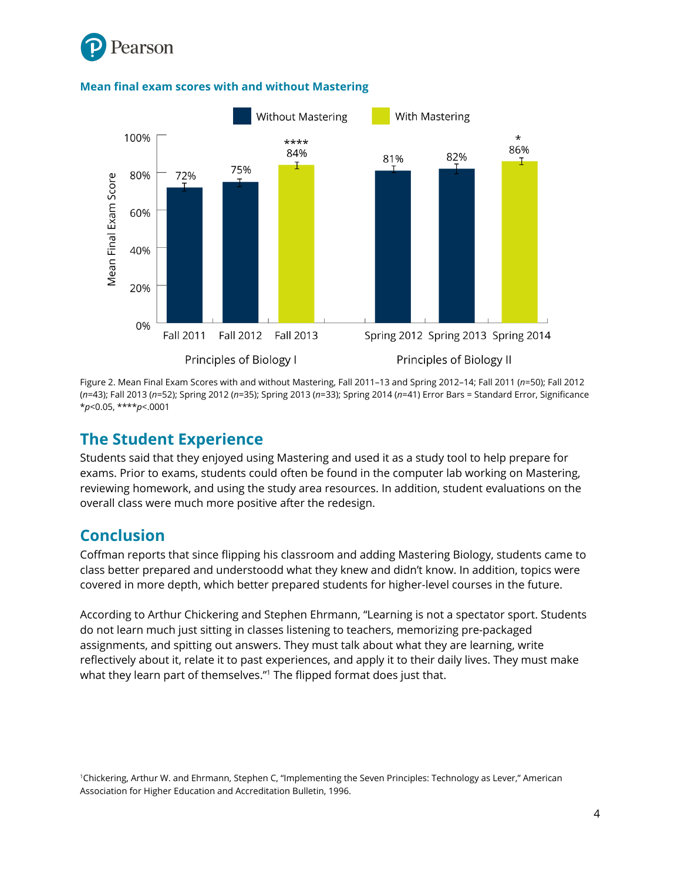### Mean final exam scores with and without Mastering

Without Mastering
With Mastering

100%
80%
60%
40%
20%
0%

Mean Final Exam Score

72%
75%
****
84%
81%
82%
*
86%

Fall 2011
Fall 2012
Fall 2013
Spring 2012
Spring 2013
Spring 2014

Principles of Biology I
Principles of Biology II

Figure 2. Mean Final Exam Scores with and without Mastering, Fall 2011–13 and Spring 2012–14; Fall 2011 (*n*=50); Fall 2012 (*n*=43); Fall 2013 (*n*=52); Spring 2012 (*n*=35); Spring 2013 (*n*=33); Spring 2014 (*n*=41) Error Bars = Standard Error, Significance *$p<0.05$, ****$p<.0001$

## The Student Experience

Students said that they enjoyed using Mastering and used it as a study tool to help prepare for exams. Prior to exams, students could often be found in the computer lab working on Mastering, reviewing homework, and using the study area resources. In addition, student evaluations on the overall class were much more positive after the redesign.

## Conclusion

Coffman reports that since flipping his classroom and adding Mastering Biology, students came to class better prepared and understoodd what they knew and didn't know. In addition, topics were covered in more depth, which better prepared students for higher-level courses in the future.

According to Arthur Chickering and Stephen Ehrmann, "Learning is not a spectator sport. Students do not learn much just sitting in classes listening to teachers, memorizing pre-packaged assignments, and spitting out answers. They must talk about what they are learning, write reflectively about it, relate it to past experiences, and apply it to their daily lives. They must make what they learn part of themselves."[1] The flipped format does just that.

[1]Chickering, Arthur W. and Ehrmann, Stephen C, "Implementing the Seven Principles: Technology as Lever," American Association for Higher Education and Accreditation Bulletin, 1996.